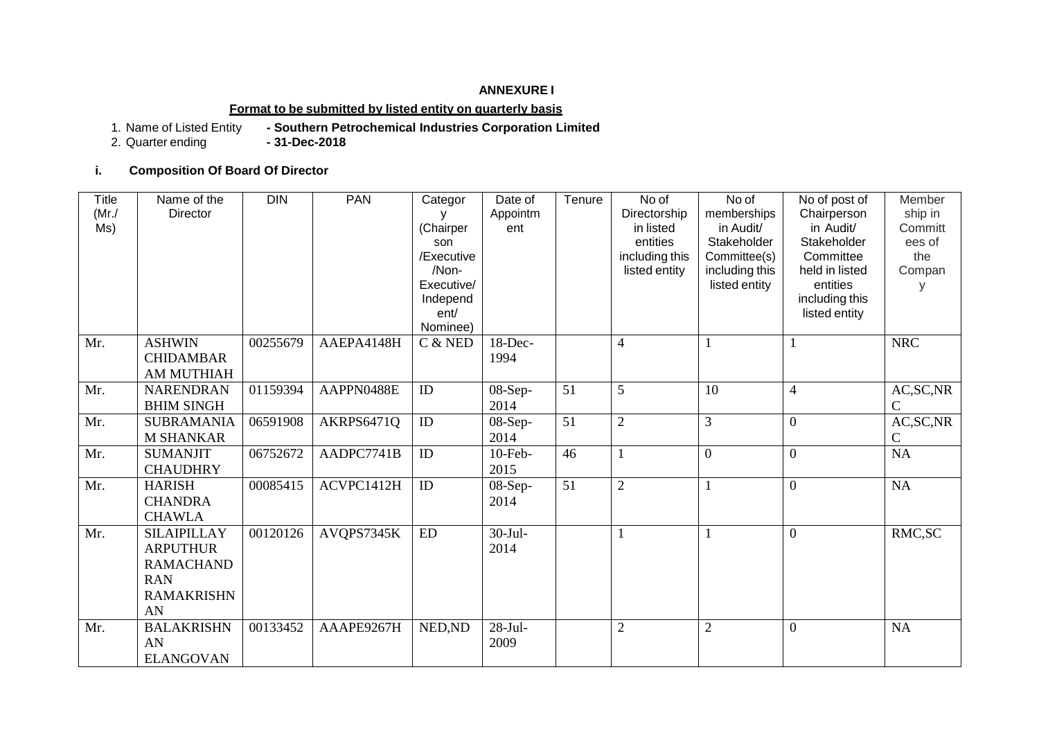**ANNEXURE I**

**Format to be submitted by listed entity on quarterly basis**

1. Name of Listed Entity **- Southern Petrochemical Industries Corporation Limited**
2. Quarter ending **- 31-Dec-2018**

### i. Composition Of Board Of Director

| Title (Mr./ Ms) | Name of the Director | DIN | PAN | Category (Chairperson /Executive /Non-Executive/ Independent/ Nominee) | Date of Appointment | Tenure | No of Directorship in listed entities including this listed entity | No of memberships in Audit/ Stakeholder Committee(s) including this listed entity | No of post of Chairperson in Audit/ Stakeholder Committee held in listed entities including this listed entity | Membership in Committees of the Company |
|---|---|---|---|---|---|---|---|---|---|---|
| Mr. | ASHWIN CHIDAMBARAM MUTHIAH | 00255679 | AAEPA4148H | C & NED | 18-Dec-1994 | | 4 | 1 | 1 | NRC |
| Mr. | NARENDRAN BHIM SINGH | 01159394 | AAPPN0488E | ID | 08-Sep-2014 | 51 | 5 | 10 | 4 | AC,SC,NRC |
| Mr. | SUBRAMANIAM SHANKAR | 06591908 | AKRPS6471Q | ID | 08-Sep-2014 | 51 | 2 | 3 | 0 | AC,SC,NRC |
| Mr. | SUMANJIT CHAUDHRY | 06752672 | AADPC7741B | ID | 10-Feb-2015 | 46 | 1 | 0 | 0 | NA |
| Mr. | HARISH CHANDRA CHAWLA | 00085415 | ACVPC1412H | ID | 08-Sep-2014 | 51 | 2 | 1 | 0 | NA |
| Mr. | SILAIPILLAY ARPUTHUR RAMACHANDRAN RAMAKRISHNAN | 00120126 | AVQPS7345K | ED | 30-Jul-2014 | | 1 | 1 | 0 | RMC,SC |
| Mr. | BALAKRISHNAN ELANGOVAN | 00133452 | AAAPE9267H | NED,ND | 28-Jul-2009 | | 2 | 2 | 0 | NA |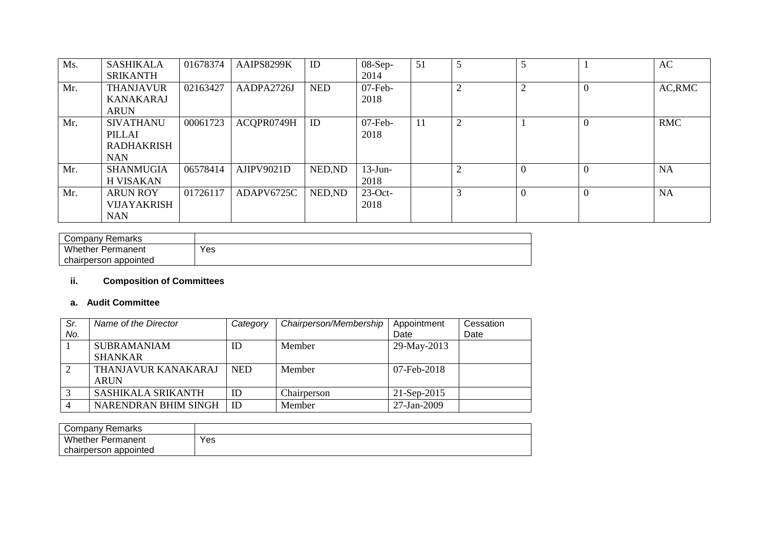| | | | | | | | | | | |
|---|---|---|---|---|---|---|---|---|---|---|
| Ms. | SASHIKALA SRIKANTH | 01678374 | AAIPS8299K | ID | 08-Sep-2014 | 51 | 5 | 5 | 1 | AC |
| Mr. | THANJAVUR KANAKARAJ ARUN | 02163427 | AADPA2726J | NED | 07-Feb-2018 | | 2 | 2 | 0 | AC,RMC |
| Mr. | SIVATHANU PILLAI RADHAKRISHNAN | 00061723 | ACQPR0749H | ID | 07-Feb-2018 | 11 | 2 | 1 | 0 | RMC |
| Mr. | SHANMUGIAH VISAKAN | 06578414 | AJIPV9021D | NED,ND | 13-Jun-2018 | | 2 | 0 | 0 | NA |
| Mr. | ARUN ROY VIJAYAKRISHNAN | 01726117 | ADAPV6725C | NED,ND | 23-Oct-2018 | | 3 | 0 | 0 | NA |

| Company Remarks | |
|---|---|
| Whether Permanent chairperson appointed | Yes |

### ii. Composition of Committees

#### a. Audit Committee

| *Sr. No.* | *Name of the Director* | *Category* | *Chairperson/Membership* | Appointment Date | Cessation Date |
|---|---|---|---|---|---|
| 1 | SUBRAMANIAM SHANKAR | ID | Member | 29-May-2013 | |
| 2 | THANJAVUR KANAKARAJ ARUN | NED | Member | 07-Feb-2018 | |
| 3 | SASHIKALA SRIKANTH | ID | Chairperson | 21-Sep-2015 | |
| 4 | NARENDRAN BHIM SINGH | ID | Member | 27-Jan-2009 | |

| Company Remarks | |
|---|---|
| Whether Permanent chairperson appointed | Yes |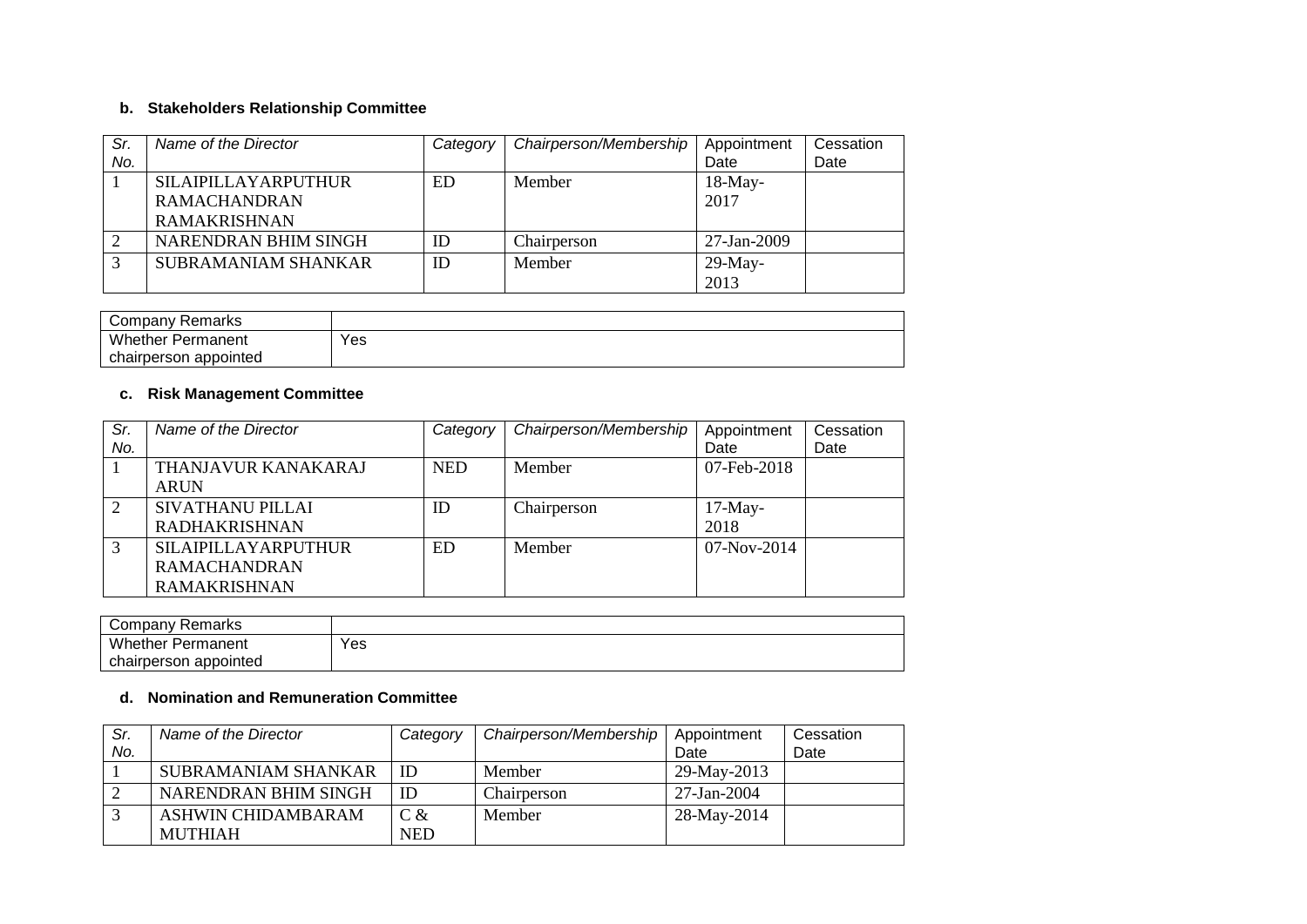**b. Stakeholders Relationship Committee**

| Sr. No. | Name of the Director | Category | Chairperson/Membership | Appointment Date | Cessation Date |
|---|---|---|---|---|---|
| 1 | SILAIPILLAYARPUTHUR RAMACHANDRAN RAMAKRISHNAN | ED | Member | 18-May-2017 | |
| 2 | NARENDRAN BHIM SINGH | ID | Chairperson | 27-Jan-2009 | |
| 3 | SUBRAMANIAM SHANKAR | ID | Member | 29-May-2013 | |

| Company Remarks | |
|---|---|
| Whether Permanent chairperson appointed | Yes |

**c. Risk Management Committee**

| Sr. No. | Name of the Director | Category | Chairperson/Membership | Appointment Date | Cessation Date |
|---|---|---|---|---|---|
| 1 | THANJAVUR KANAKARAJ ARUN | NED | Member | 07-Feb-2018 | |
| 2 | SIVATHANU PILLAI RADHAKRISHNAN | ID | Chairperson | 17-May-2018 | |
| 3 | SILAIPILLAYARPUTHUR RAMACHANDRAN RAMAKRISHNAN | ED | Member | 07-Nov-2014 | |

| Company Remarks | |
|---|---|
| Whether Permanent chairperson appointed | Yes |

**d. Nomination and Remuneration Committee**

| Sr. No. | Name of the Director | Category | Chairperson/Membership | Appointment Date | Cessation Date |
|---|---|---|---|---|---|
| 1 | SUBRAMANIAM SHANKAR | ID | Member | 29-May-2013 | |
| 2 | NARENDRAN BHIM SINGH | ID | Chairperson | 27-Jan-2004 | |
| 3 | ASHWIN CHIDAMBARAM MUTHIAH | C & NED | Member | 28-May-2014 | |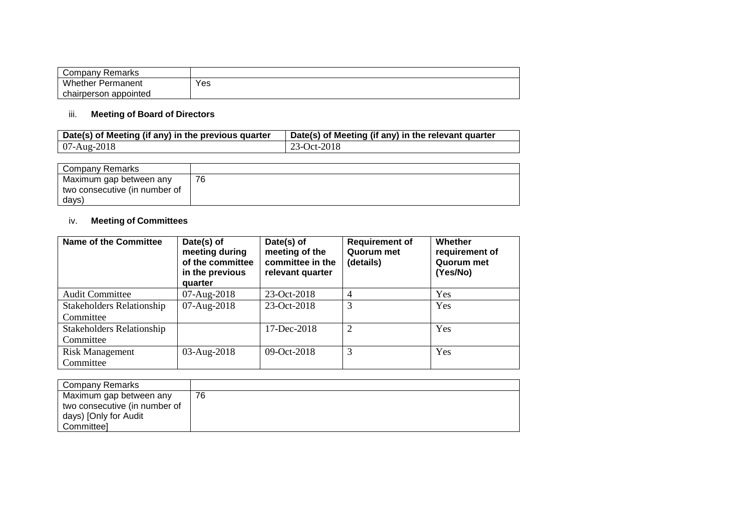| Company Remarks | |
| --- | --- |
| Whether Permanent chairperson appointed | Yes |

iii. **Meeting of Board of Directors**

| Date(s) of Meeting (if any) in the previous quarter | Date(s) of Meeting (if any) in the relevant quarter |
| --- | --- |
| 07-Aug-2018 | 23-Oct-2018 |

| Company Remarks | |
| --- | --- |
| Maximum gap between any two consecutive (in number of days) | 76 |

iv. **Meeting of Committees**

| Name of the Committee | Date(s) of meeting during of the committee in the previous quarter | Date(s) of meeting of the committee in the relevant quarter | Requirement of Quorum met (details) | Whether requirement of Quorum met (Yes/No) |
| --- | --- | --- | --- | --- |
| Audit Committee | 07-Aug-2018 | 23-Oct-2018 | 4 | Yes |
| Stakeholders Relationship Committee | 07-Aug-2018 | 23-Oct-2018 | 3 | Yes |
| Stakeholders Relationship Committee | | 17-Dec-2018 | 2 | Yes |
| Risk Management Committee | 03-Aug-2018 | 09-Oct-2018 | 3 | Yes |

| Company Remarks | |
| --- | --- |
| Maximum gap between any two consecutive (in number of days) [Only for Audit Committee] | 76 |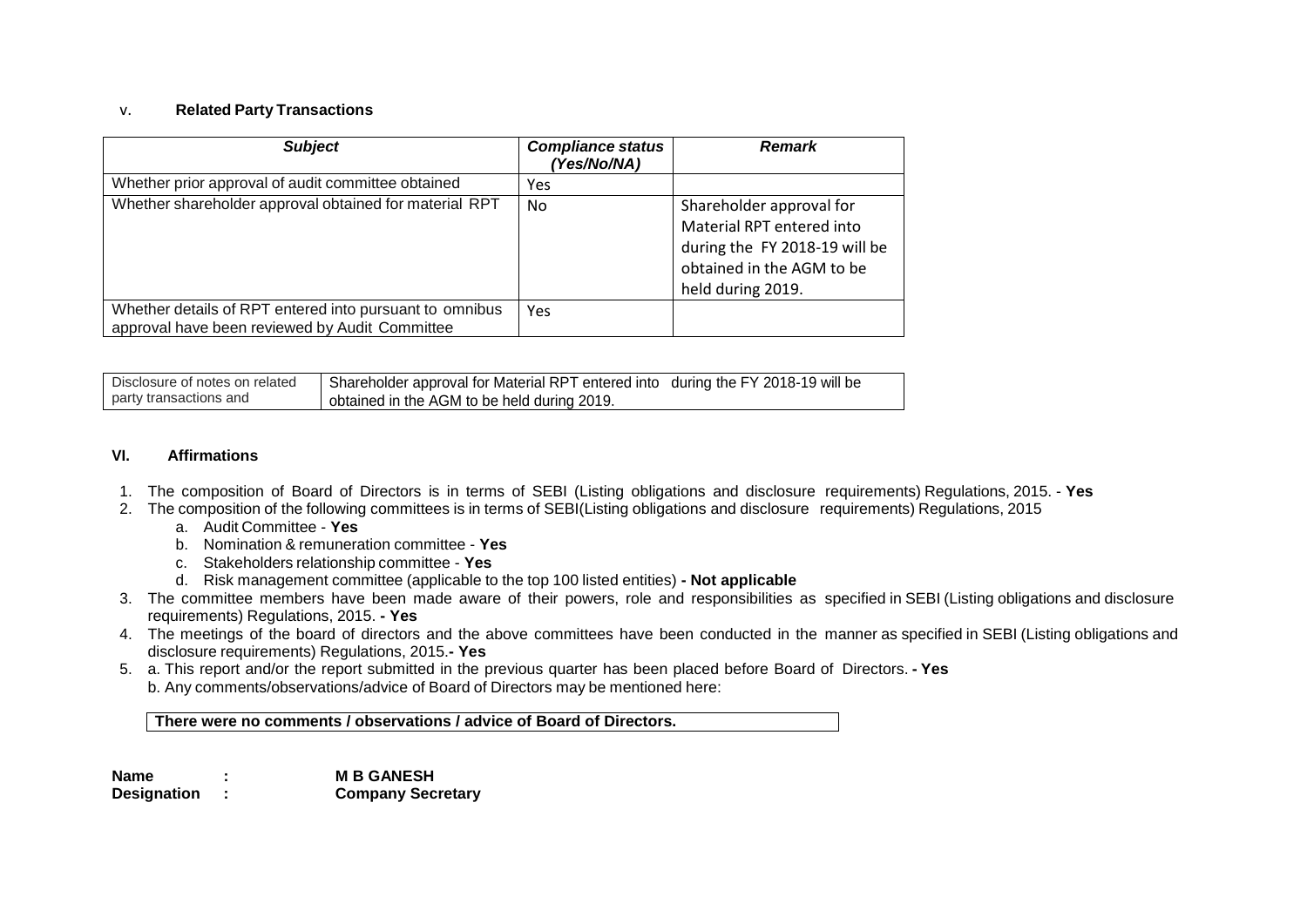v. **Related Party Transactions**

| ***Subject*** | ***Compliance status (Yes/No/NA)*** | ***Remark*** |
|---|---|---|
| Whether prior approval of audit committee obtained | Yes | |
| Whether shareholder approval obtained for material RPT | No | Shareholder approval for Material RPT entered into during the FY 2018-19 will be obtained in the AGM to be held during 2019. |
| Whether details of RPT entered into pursuant to omnibus approval have been reviewed by Audit Committee | Yes | |

| | |
|---|---|
| Disclosure of notes on related party transactions and | Shareholder approval for Material RPT entered into during the FY 2018-19 will be obtained in the AGM to be held during 2019. |

**VI. Affirmations**

1. The composition of Board of Directors is in terms of SEBI (Listing obligations and disclosure requirements) Regulations, 2015. - **Yes**
2. The composition of the following committees is in terms of SEBI(Listing obligations and disclosure requirements) Regulations, 2015
   a. Audit Committee - **Yes**
   b. Nomination & remuneration committee - **Yes**
   c. Stakeholders relationship committee - **Yes**
   d. Risk management committee (applicable to the top 100 listed entities) **- Not applicable**
3. The committee members have been made aware of their powers, role and responsibilities as specified in SEBI (Listing obligations and disclosure requirements) Regulations, 2015. **- Yes**
4. The meetings of the board of directors and the above committees have been conducted in the manner as specified in SEBI (Listing obligations and disclosure requirements) Regulations, 2015.**- Yes**
5. a. This report and/or the report submitted in the previous quarter has been placed before Board of Directors. **- Yes**
   b. Any comments/observations/advice of Board of Directors may be mentioned here:

**There were no comments / observations / advice of Board of Directors.**

**Name : M B GANESH**
**Designation : Company Secretary**